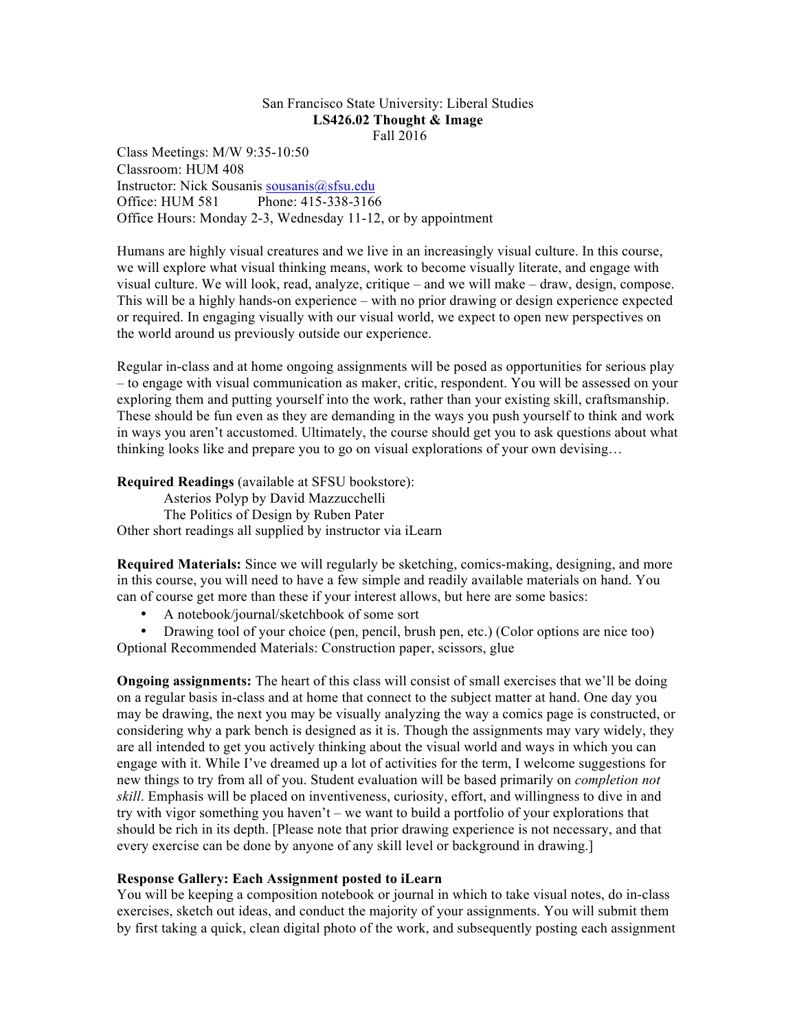San Francisco State University: Liberal Studies

**LS426.02 Thought & Image**

Fall 2016

Class Meetings: M/W 9:35-10:50
Classroom: HUM 408
Instructor: Nick Sousanis sousanis@sfsu.edu
Office: HUM 581 Phone: 415-338-3166
Office Hours: Monday 2-3, Wednesday 11-12, or by appointment

Humans are highly visual creatures and we live in an increasingly visual culture. In this course, we will explore what visual thinking means, work to become visually literate, and engage with visual culture. We will look, read, analyze, critique – and we will make – draw, design, compose. This will be a highly hands-on experience – with no prior drawing or design experience expected or required. In engaging visually with our visual world, we expect to open new perspectives on the world around us previously outside our experience.

Regular in-class and at home ongoing assignments will be posed as opportunities for serious play – to engage with visual communication as maker, critic, respondent. You will be assessed on your exploring them and putting yourself into the work, rather than your existing skill, craftsmanship. These should be fun even as they are demanding in the ways you push yourself to think and work in ways you aren't accustomed. Ultimately, the course should get you to ask questions about what thinking looks like and prepare you to go on visual explorations of your own devising…

**Required Readings** (available at SFSU bookstore):

Asterios Polyp by David Mazzucchelli
The Politics of Design by Ruben Pater

Other short readings all supplied by instructor via iLearn

**Required Materials:** Since we will regularly be sketching, comics-making, designing, and more in this course, you will need to have a few simple and readily available materials on hand. You can of course get more than these if your interest allows, but here are some basics:

- A notebook/journal/sketchbook of some sort
- Drawing tool of your choice (pen, pencil, brush pen, etc.) (Color options are nice too)

Optional Recommended Materials: Construction paper, scissors, glue

**Ongoing assignments:** The heart of this class will consist of small exercises that we'll be doing on a regular basis in-class and at home that connect to the subject matter at hand. One day you may be drawing, the next you may be visually analyzing the way a comics page is constructed, or considering why a park bench is designed as it is. Though the assignments may vary widely, they are all intended to get you actively thinking about the visual world and ways in which you can engage with it. While I've dreamed up a lot of activities for the term, I welcome suggestions for new things to try from all of you. Student evaluation will be based primarily on *completion not skill*. Emphasis will be placed on inventiveness, curiosity, effort, and willingness to dive in and try with vigor something you haven't – we want to build a portfolio of your explorations that should be rich in its depth. [Please note that prior drawing experience is not necessary, and that every exercise can be done by anyone of any skill level or background in drawing.]

**Response Gallery: Each Assignment posted to iLearn**

You will be keeping a composition notebook or journal in which to take visual notes, do in-class exercises, sketch out ideas, and conduct the majority of your assignments. You will submit them by first taking a quick, clean digital photo of the work, and subsequently posting each assignment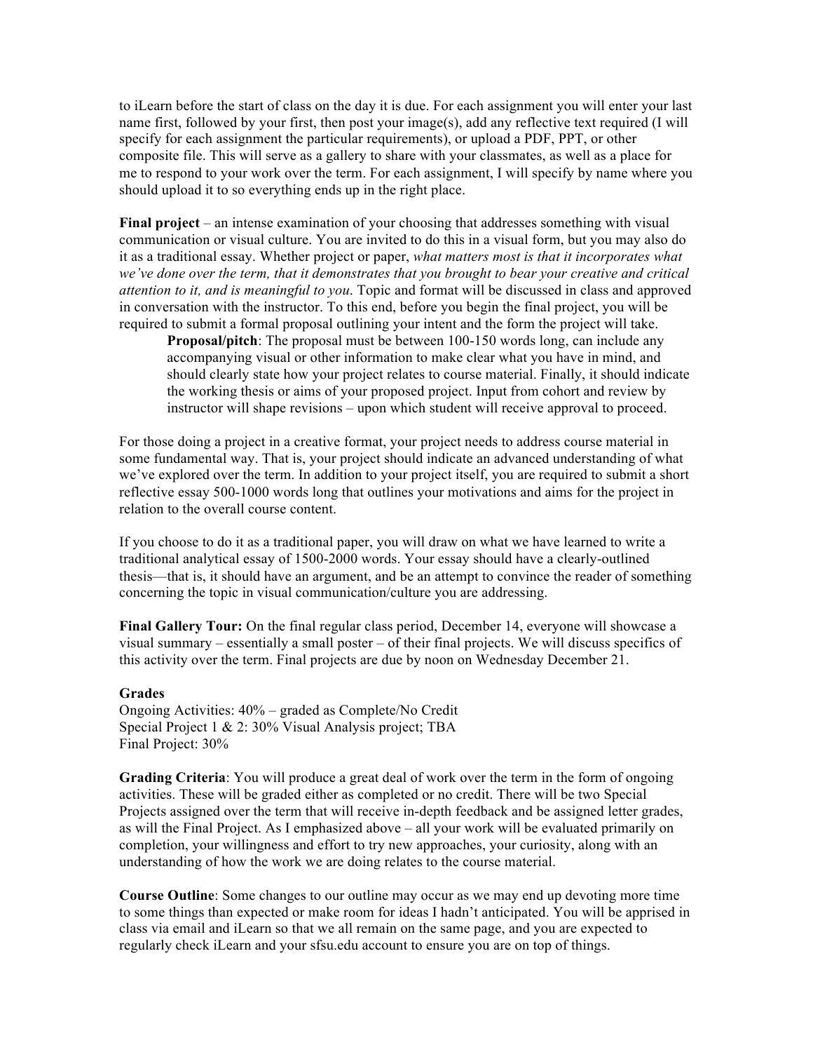to iLearn before the start of class on the day it is due. For each assignment you will enter your last name first, followed by your first, then post your image(s), add any reflective text required (I will specify for each assignment the particular requirements), or upload a PDF, PPT, or other composite file. This will serve as a gallery to share with your classmates, as well as a place for me to respond to your work over the term. For each assignment, I will specify by name where you should upload it to so everything ends up in the right place.

**Final project** – an intense examination of your choosing that addresses something with visual communication or visual culture. You are invited to do this in a visual form, but you may also do it as a traditional essay. Whether project or paper, *what matters most is that it incorporates what we've done over the term, that it demonstrates that you brought to bear your creative and critical attention to it, and is meaningful to you*. Topic and format will be discussed in class and approved in conversation with the instructor. To this end, before you begin the final project, you will be required to submit a formal proposal outlining your intent and the form the project will take.

> **Proposal/pitch**: The proposal must be between 100-150 words long, can include any accompanying visual or other information to make clear what you have in mind, and should clearly state how your project relates to course material. Finally, it should indicate the working thesis or aims of your proposed project. Input from cohort and review by instructor will shape revisions – upon which student will receive approval to proceed.

For those doing a project in a creative format, your project needs to address course material in some fundamental way. That is, your project should indicate an advanced understanding of what we've explored over the term. In addition to your project itself, you are required to submit a short reflective essay 500-1000 words long that outlines your motivations and aims for the project in relation to the overall course content.

If you choose to do it as a traditional paper, you will draw on what we have learned to write a traditional analytical essay of 1500-2000 words. Your essay should have a clearly-outlined thesis—that is, it should have an argument, and be an attempt to convince the reader of something concerning the topic in visual communication/culture you are addressing.

**Final Gallery Tour:** On the final regular class period, December 14, everyone will showcase a visual summary – essentially a small poster – of their final projects. We will discuss specifics of this activity over the term. Final projects are due by noon on Wednesday December 21.

**Grades**

Ongoing Activities: 40% – graded as Complete/No Credit
Special Project 1 & 2: 30% Visual Analysis project; TBA
Final Project: 30%

**Grading Criteria**: You will produce a great deal of work over the term in the form of ongoing activities. These will be graded either as completed or no credit. There will be two Special Projects assigned over the term that will receive in-depth feedback and be assigned letter grades, as will the Final Project. As I emphasized above – all your work will be evaluated primarily on completion, your willingness and effort to try new approaches, your curiosity, along with an understanding of how the work we are doing relates to the course material.

**Course Outline**: Some changes to our outline may occur as we may end up devoting more time to some things than expected or make room for ideas I hadn't anticipated. You will be apprised in class via email and iLearn so that we all remain on the same page, and you are expected to regularly check iLearn and your sfsu.edu account to ensure you are on top of things.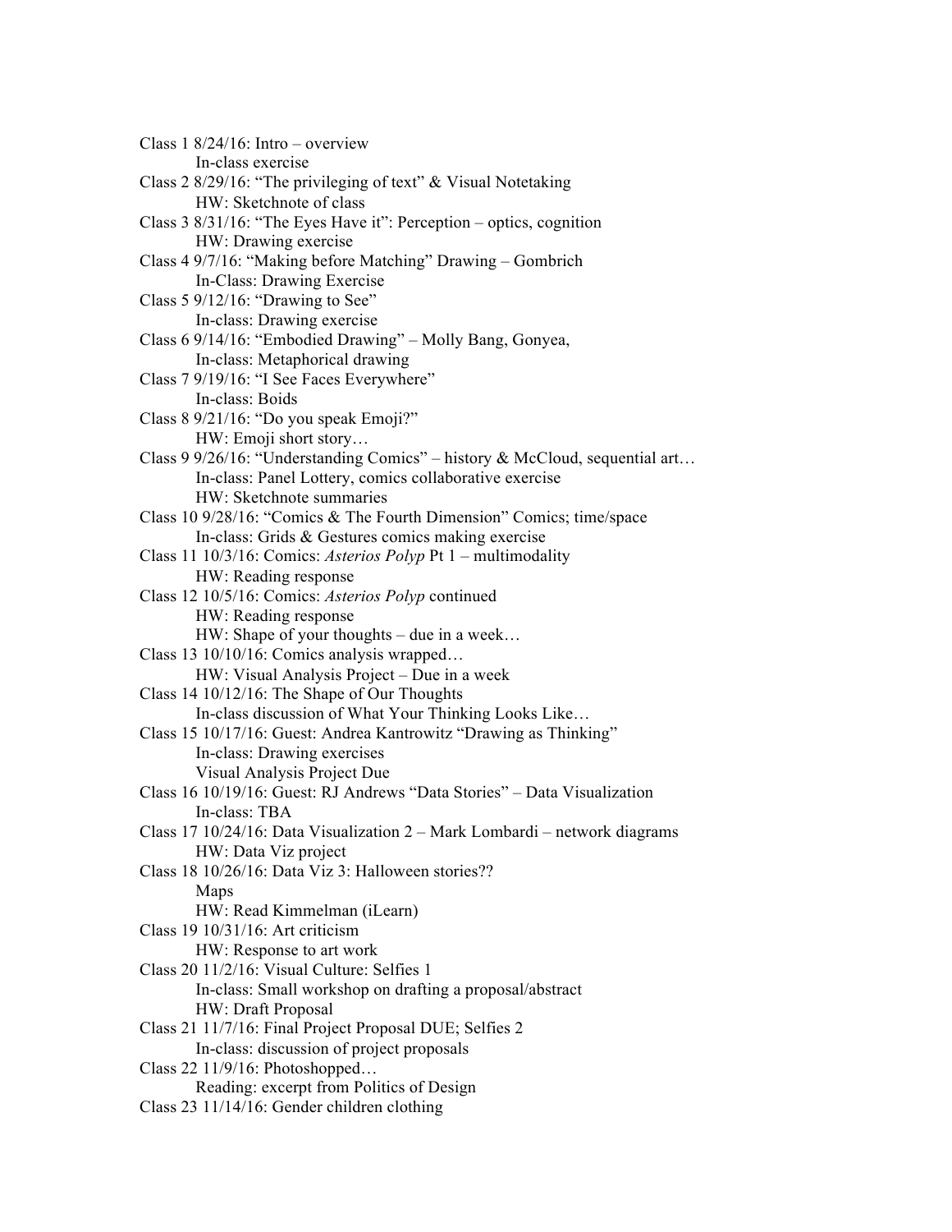Class 1 8/24/16: Intro – overview
    In-class exercise

Class 2 8/29/16: "The privileging of text" & Visual Notetaking
    HW: Sketchnote of class

Class 3 8/31/16: "The Eyes Have it": Perception – optics, cognition
    HW: Drawing exercise

Class 4 9/7/16: "Making before Matching" Drawing – Gombrich
    In-Class: Drawing Exercise

Class 5 9/12/16: "Drawing to See"
    In-class: Drawing exercise

Class 6 9/14/16: "Embodied Drawing" – Molly Bang, Gonyea,
    In-class: Metaphorical drawing

Class 7 9/19/16: "I See Faces Everywhere"
    In-class: Boids

Class 8 9/21/16: "Do you speak Emoji?"
    HW: Emoji short story…

Class 9 9/26/16: "Understanding Comics" – history & McCloud, sequential art…
    In-class: Panel Lottery, comics collaborative exercise
    HW: Sketchnote summaries

Class 10 9/28/16: "Comics & The Fourth Dimension" Comics; time/space
    In-class: Grids & Gestures comics making exercise

Class 11 10/3/16: Comics: *Asterios Polyp* Pt 1 – multimodality
    HW: Reading response

Class 12 10/5/16: Comics: *Asterios Polyp* continued
    HW: Reading response
    HW: Shape of your thoughts – due in a week…

Class 13 10/10/16: Comics analysis wrapped…
    HW: Visual Analysis Project – Due in a week

Class 14 10/12/16: The Shape of Our Thoughts
    In-class discussion of What Your Thinking Looks Like…

Class 15 10/17/16: Guest: Andrea Kantrowitz "Drawing as Thinking"
    In-class: Drawing exercises
    Visual Analysis Project Due

Class 16 10/19/16: Guest: RJ Andrews "Data Stories" – Data Visualization
    In-class: TBA

Class 17 10/24/16: Data Visualization 2 – Mark Lombardi – network diagrams
    HW: Data Viz project

Class 18 10/26/16: Data Viz 3: Halloween stories??
    Maps
    HW: Read Kimmelman (iLearn)

Class 19 10/31/16: Art criticism
    HW: Response to art work

Class 20 11/2/16: Visual Culture: Selfies 1
    In-class: Small workshop on drafting a proposal/abstract
    HW: Draft Proposal

Class 21 11/7/16: Final Project Proposal DUE; Selfies 2
    In-class: discussion of project proposals

Class 22 11/9/16: Photoshopped…
    Reading: excerpt from Politics of Design

Class 23 11/14/16: Gender children clothing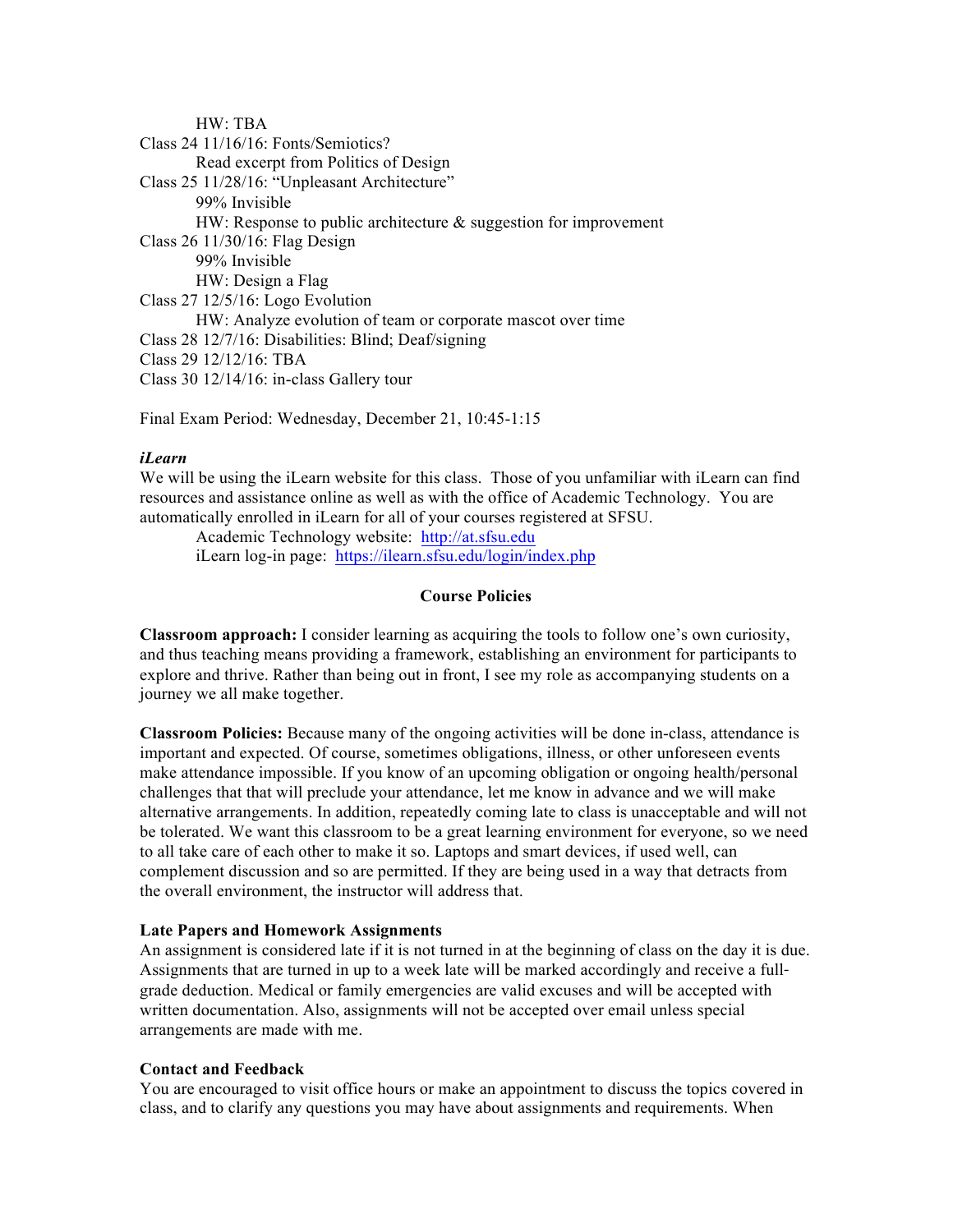HW: TBA

Class 24 11/16/16: Fonts/Semiotics?
  Read excerpt from Politics of Design

Class 25 11/28/16: "Unpleasant Architecture"
  99% Invisible
  HW: Response to public architecture & suggestion for improvement

Class 26 11/30/16: Flag Design
  99% Invisible
  HW: Design a Flag

Class 27 12/5/16: Logo Evolution
  HW: Analyze evolution of team or corporate mascot over time

Class 28 12/7/16: Disabilities: Blind; Deaf/signing

Class 29 12/12/16: TBA

Class 30 12/14/16: in-class Gallery tour

Final Exam Period: Wednesday, December 21, 10:45-1:15

***iLearn***

We will be using the iLearn website for this class. Those of you unfamiliar with iLearn can find resources and assistance online as well as with the office of Academic Technology. You are automatically enrolled in iLearn for all of your courses registered at SFSU.

Academic Technology website: http://at.sfsu.edu
iLearn log-in page: https://ilearn.sfsu.edu/login/index.php

## Course Policies

**Classroom approach:** I consider learning as acquiring the tools to follow one's own curiosity, and thus teaching means providing a framework, establishing an environment for participants to explore and thrive. Rather than being out in front, I see my role as accompanying students on a journey we all make together.

**Classroom Policies:** Because many of the ongoing activities will be done in-class, attendance is important and expected. Of course, sometimes obligations, illness, or other unforeseen events make attendance impossible. If you know of an upcoming obligation or ongoing health/personal challenges that that will preclude your attendance, let me know in advance and we will make alternative arrangements. In addition, repeatedly coming late to class is unacceptable and will not be tolerated. We want this classroom to be a great learning environment for everyone, so we need to all take care of each other to make it so. Laptops and smart devices, if used well, can complement discussion and so are permitted. If they are being used in a way that detracts from the overall environment, the instructor will address that.

**Late Papers and Homework Assignments**

An assignment is considered late if it is not turned in at the beginning of class on the day it is due. Assignments that are turned in up to a week late will be marked accordingly and receive a full-grade deduction. Medical or family emergencies are valid excuses and will be accepted with written documentation. Also, assignments will not be accepted over email unless special arrangements are made with me.

**Contact and Feedback**

You are encouraged to visit office hours or make an appointment to discuss the topics covered in class, and to clarify any questions you may have about assignments and requirements. When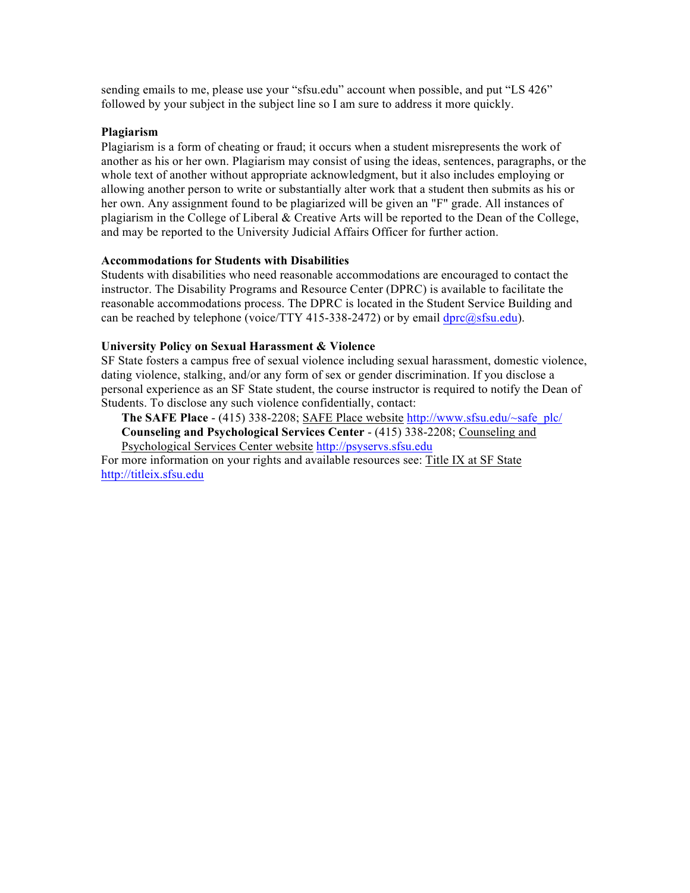sending emails to me, please use your "sfsu.edu" account when possible, and put "LS 426" followed by your subject in the subject line so I am sure to address it more quickly.

**Plagiarism**

Plagiarism is a form of cheating or fraud; it occurs when a student misrepresents the work of another as his or her own. Plagiarism may consist of using the ideas, sentences, paragraphs, or the whole text of another without appropriate acknowledgment, but it also includes employing or allowing another person to write or substantially alter work that a student then submits as his or her own. Any assignment found to be plagiarized will be given an "F" grade. All instances of plagiarism in the College of Liberal & Creative Arts will be reported to the Dean of the College, and may be reported to the University Judicial Affairs Officer for further action.

**Accommodations for Students with Disabilities**

Students with disabilities who need reasonable accommodations are encouraged to contact the instructor. The Disability Programs and Resource Center (DPRC) is available to facilitate the reasonable accommodations process. The DPRC is located in the Student Service Building and can be reached by telephone (voice/TTY 415-338-2472) or by email dprc@sfsu.edu).

**University Policy on Sexual Harassment & Violence**

SF State fosters a campus free of sexual violence including sexual harassment, domestic violence, dating violence, stalking, and/or any form of sex or gender discrimination. If you disclose a personal experience as an SF State student, the course instructor is required to notify the Dean of Students. To disclose any such violence confidentially, contact:

**The SAFE Place** - (415) 338-2208; SAFE Place website http://www.sfsu.edu/~safe_plc/
**Counseling and Psychological Services Center** - (415) 338-2208; Counseling and Psychological Services Center website http://psyservs.sfsu.edu

For more information on your rights and available resources see: Title IX at SF State http://titleix.sfsu.edu